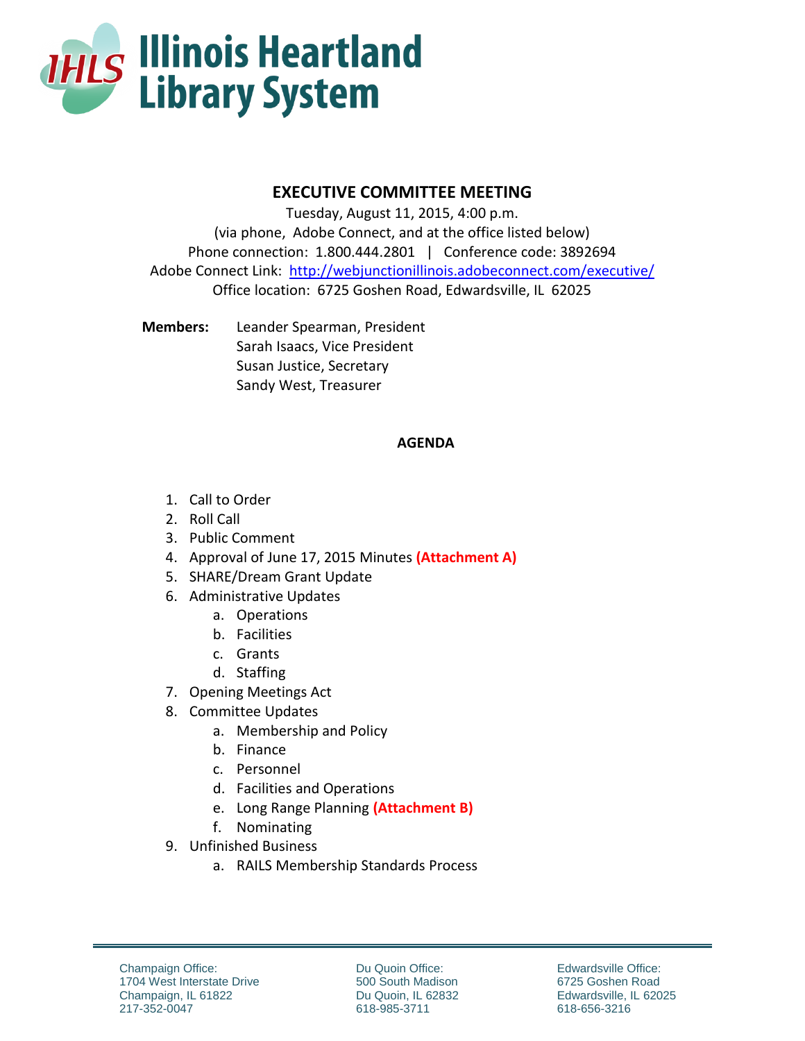# Illinois Heartland Library System

## EXECUTIVE COMMITTEE MEETING

Tuesday, August 11, 2015, 4:00 p.m.
(via phone, Adobe Connect, and at the office listed below)
Phone connection: 1.800.444.2801 | Conference code: 3892694
Adobe Connect Link: http://webjunctionillinois.adobeconnect.com/executive/
Office location: 6725 Goshen Road, Edwardsville, IL 62025

**Members:**
Leander Spearman, President
Sarah Isaacs, Vice President
Susan Justice, Secretary
Sandy West, Treasurer

### AGENDA

1. Call to Order
2. Roll Call
3. Public Comment
4. Approval of June 17, 2015 Minutes **(Attachment A)**
5. SHARE/Dream Grant Update
6. Administrative Updates
   a. Operations
   b. Facilities
   c. Grants
   d. Staffing
7. Opening Meetings Act
8. Committee Updates
   a. Membership and Policy
   b. Finance
   c. Personnel
   d. Facilities and Operations
   e. Long Range Planning **(Attachment B)**
   f. Nominating
9. Unfinished Business
   a. RAILS Membership Standards Process

Champaign Office:
1704 West Interstate Drive
Champaign, IL 61822
217-352-0047

Du Quoin Office:
500 South Madison
Du Quoin, IL 62832
618-985-3711

Edwardsville Office:
6725 Goshen Road
Edwardsville, IL 62025
618-656-3216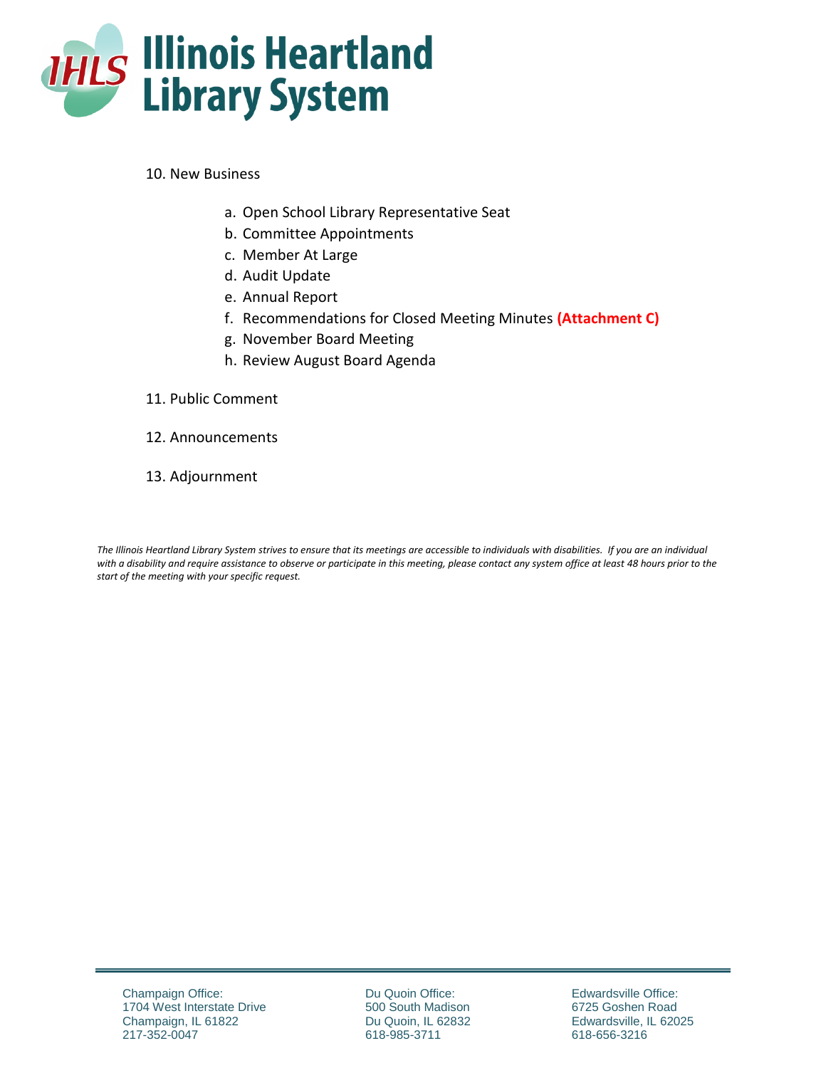10. New Business

    a. Open School Library Representative Seat
    b. Committee Appointments
    c. Member At Large
    d. Audit Update
    e. Annual Report
    f. Recommendations for Closed Meeting Minutes **(Attachment C)**
    g. November Board Meeting
    h. Review August Board Agenda

11. Public Comment

12. Announcements

13. Adjournment

*The Illinois Heartland Library System strives to ensure that its meetings are accessible to individuals with disabilities. If you are an individual with a disability and require assistance to observe or participate in this meeting, please contact any system office at least 48 hours prior to the start of the meeting with your specific request.*